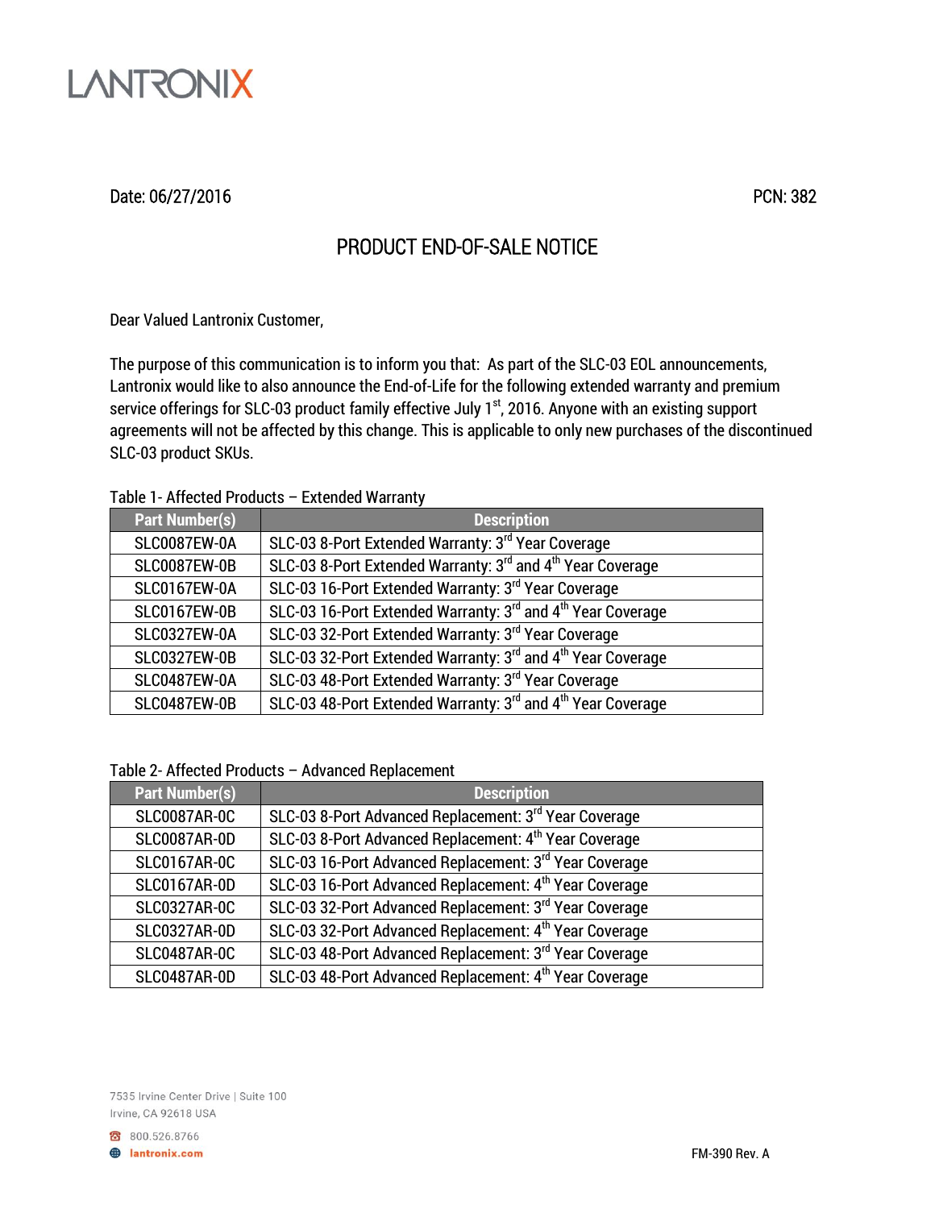LANTRONIX

Date: 06/27/2016

PCN: 382

# PRODUCT END-OF-SALE NOTICE

Dear Valued Lantronix Customer,

The purpose of this communication is to inform you that: As part of the SLC-03 EOL announcements, Lantronix would like to also announce the End-of-Life for the following extended warranty and premium service offerings for SLC-03 product family effective July 1st, 2016. Anyone with an existing support agreements will not be affected by this change. This is applicable to only new purchases of the discontinued SLC-03 product SKUs.

Table 1- Affected Products – Extended Warranty

| Part Number(s) | Description |
|---|---|
| SLC0087EW-0A | SLC-03 8-Port Extended Warranty: 3rd Year Coverage |
| SLC0087EW-0B | SLC-03 8-Port Extended Warranty: 3rd and 4th Year Coverage |
| SLC0167EW-0A | SLC-03 16-Port Extended Warranty: 3rd Year Coverage |
| SLC0167EW-0B | SLC-03 16-Port Extended Warranty: 3rd and 4th Year Coverage |
| SLC0327EW-0A | SLC-03 32-Port Extended Warranty: 3rd Year Coverage |
| SLC0327EW-0B | SLC-03 32-Port Extended Warranty: 3rd and 4th Year Coverage |
| SLC0487EW-0A | SLC-03 48-Port Extended Warranty: 3rd Year Coverage |
| SLC0487EW-0B | SLC-03 48-Port Extended Warranty: 3rd and 4th Year Coverage |

Table 2- Affected Products – Advanced Replacement

| Part Number(s) | Description |
|---|---|
| SLC0087AR-0C | SLC-03 8-Port Advanced Replacement: 3rd Year Coverage |
| SLC0087AR-0D | SLC-03 8-Port Advanced Replacement: 4th Year Coverage |
| SLC0167AR-0C | SLC-03 16-Port Advanced Replacement: 3rd Year Coverage |
| SLC0167AR-0D | SLC-03 16-Port Advanced Replacement: 4th Year Coverage |
| SLC0327AR-0C | SLC-03 32-Port Advanced Replacement: 3rd Year Coverage |
| SLC0327AR-0D | SLC-03 32-Port Advanced Replacement: 4th Year Coverage |
| SLC0487AR-0C | SLC-03 48-Port Advanced Replacement: 3rd Year Coverage |
| SLC0487AR-0D | SLC-03 48-Port Advanced Replacement: 4th Year Coverage |

7535 Irvine Center Drive | Suite 100
Irvine, CA 92618 USA

800.526.8766
lantronix.com

FM-390 Rev. A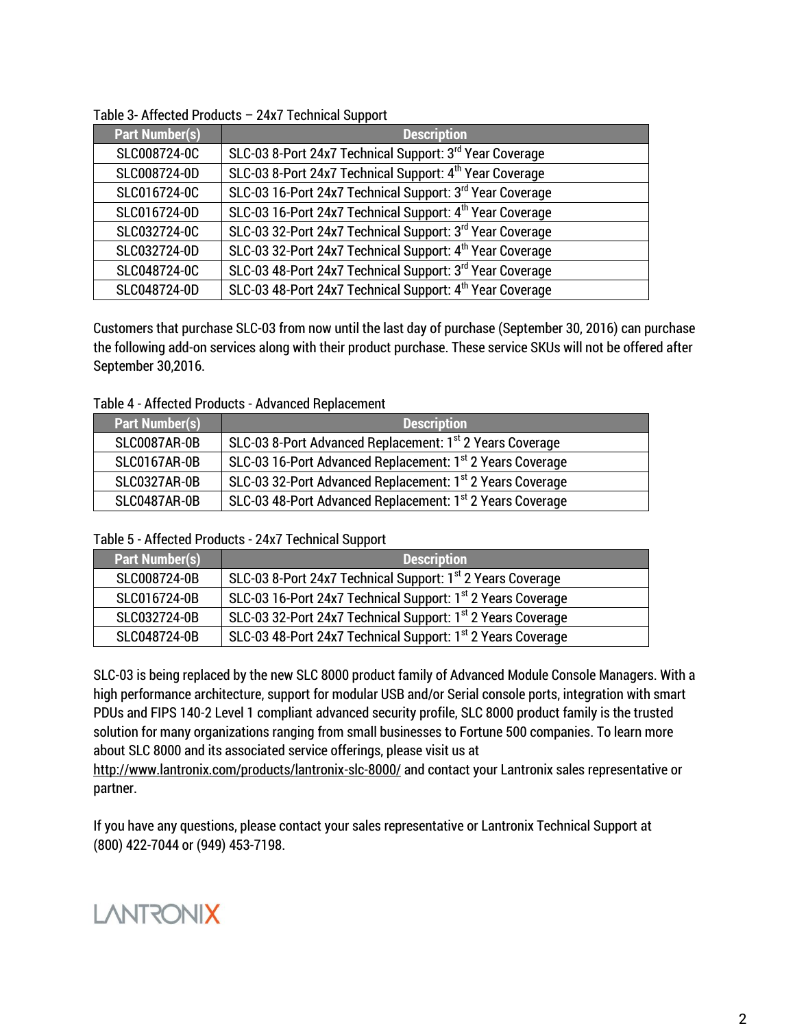Table 3- Affected Products – 24x7 Technical Support

| Part Number(s) | Description |
|---|---|
| SLC008724-0C | SLC-03 8-Port 24x7 Technical Support: 3rd Year Coverage |
| SLC008724-0D | SLC-03 8-Port 24x7 Technical Support: 4th Year Coverage |
| SLC016724-0C | SLC-03 16-Port 24x7 Technical Support: 3rd Year Coverage |
| SLC016724-0D | SLC-03 16-Port 24x7 Technical Support: 4th Year Coverage |
| SLC032724-0C | SLC-03 32-Port 24x7 Technical Support: 3rd Year Coverage |
| SLC032724-0D | SLC-03 32-Port 24x7 Technical Support: 4th Year Coverage |
| SLC048724-0C | SLC-03 48-Port 24x7 Technical Support: 3rd Year Coverage |
| SLC048724-0D | SLC-03 48-Port 24x7 Technical Support: 4th Year Coverage |

Customers that purchase SLC-03 from now until the last day of purchase (September 30, 2016) can purchase the following add-on services along with their product purchase. These service SKUs will not be offered after September 30,2016.

Table 4 - Affected Products - Advanced Replacement

| Part Number(s) | Description |
|---|---|
| SLC0087AR-0B | SLC-03 8-Port Advanced Replacement: 1st 2 Years Coverage |
| SLC0167AR-0B | SLC-03 16-Port Advanced Replacement: 1st 2 Years Coverage |
| SLC0327AR-0B | SLC-03 32-Port Advanced Replacement: 1st 2 Years Coverage |
| SLC0487AR-0B | SLC-03 48-Port Advanced Replacement: 1st 2 Years Coverage |

Table 5 - Affected Products - 24x7 Technical Support

| Part Number(s) | Description |
|---|---|
| SLC008724-0B | SLC-03 8-Port 24x7 Technical Support: 1st 2 Years Coverage |
| SLC016724-0B | SLC-03 16-Port 24x7 Technical Support: 1st 2 Years Coverage |
| SLC032724-0B | SLC-03 32-Port 24x7 Technical Support: 1st 2 Years Coverage |
| SLC048724-0B | SLC-03 48-Port 24x7 Technical Support: 1st 2 Years Coverage |

SLC-03 is being replaced by the new SLC 8000 product family of Advanced Module Console Managers. With a high performance architecture, support for modular USB and/or Serial console ports, integration with smart PDUs and FIPS 140-2 Level 1 compliant advanced security profile, SLC 8000 product family is the trusted solution for many organizations ranging from small businesses to Fortune 500 companies. To learn more about SLC 8000 and its associated service offerings, please visit us at http://www.lantronix.com/products/lantronix-slc-8000/ and contact your Lantronix sales representative or partner.

If you have any questions, please contact your sales representative or Lantronix Technical Support at (800) 422-7044 or (949) 453-7198.

LANTRONIX